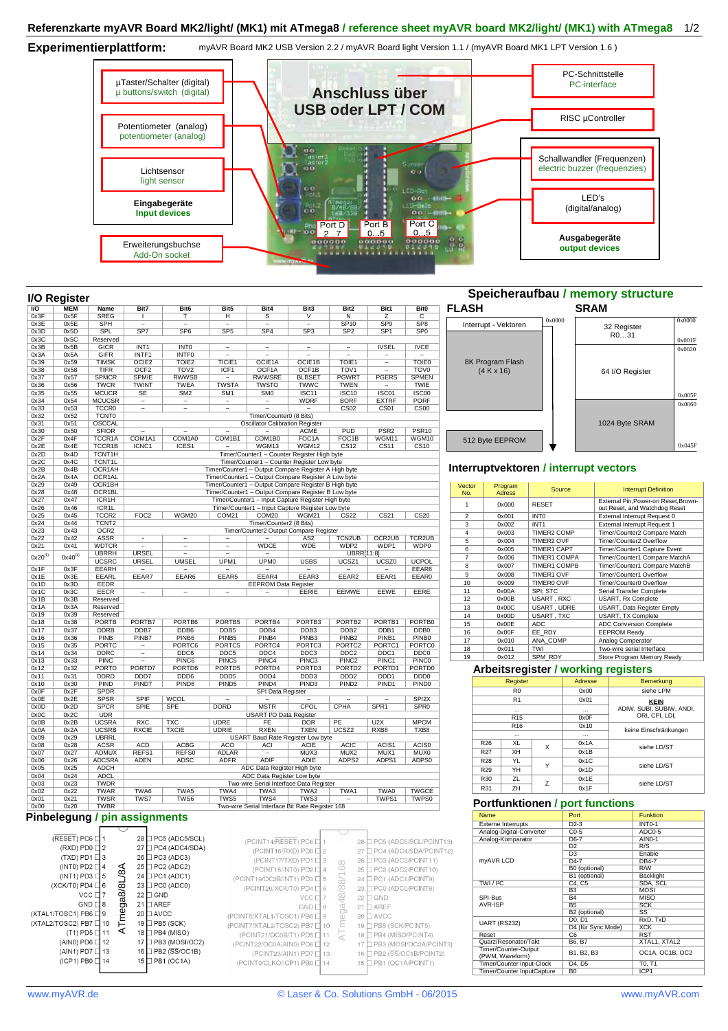# Referenzkarte myAVR Board MK2/light/ (MK1) mit ATmega8 / reference sheet myAVR board MK2/light/ (MK1) with ATmega8

## Experimentierplattform:

myAVR Board MK2 USB Version 2.2 / myAVR Board light Version 1.1 / (myAVR Board MK1 LPT Version 1.6 )

**Anschluss über USB oder LPT / COM**

- µTaster/Schalter (digital) / µ buttons/switch (digital)
- Potentiometer (analog) / potentiometer (analog)
- Lichtsensor / light sensor
- **Eingabegeräte / Input devices**
- Erweiterungsbuchse / Add-On socket
- PC-Schnittstelle / PC-interface
- RISC µController
- Schallwandler (Frequenzen) / electric buzzer (frequenzies)
- LED's (digital/analog)
- **Ausgabegeräte / output devices**
- Port D 2...7, Port B 0...5, Port C 0...5

## I/O Register

| I/O | MEM | Name | Bit7 | Bit6 | Bit5 | Bit4 | Bit3 | Bit2 | Bit1 | Bit0 |
|---|---|---|---|---|---|---|---|---|---|---|
| 0x3F | 0x5F | SREG | I | T | H | S | V | N | Z | C |
| 0x3E | 0x5E | SPH | – | – | – | – | – | SP10 | SP9 | SP8 |
| 0x3D | 0x5D | SPL | SP7 | SP6 | SP5 | SP4 | SP3 | SP2 | SP1 | SP0 |
| 0x3C | 0x5C | Reserved | | | | | | | | |
| 0x3B | 0x5B | GICR | INT1 | INT0 | – | – | – | – | IVSEL | IVCE |
| 0x3A | 0x5A | GIFR | INTF1 | INTF0 | – | – | – | – | – | – |
| 0x39 | 0x59 | TIMSK | OCIE2 | TOIE2 | TICIE1 | OCIE1A | OCIE1B | TOIE1 | – | TOIE0 |
| 0x38 | 0x58 | TIFR | OCF2 | TOV2 | ICF1 | OCF1A | OCF1B | TOV1 | – | TOV0 |
| 0x37 | 0x57 | SPMCR | SPMIE | RWWSB | – | RWWSRE | BLBSET | PGWRT | PGERS | SPMEN |
| 0x36 | 0x56 | TWCR | TWINT | TWEA | TWSTA | TWSTO | TWWC | TWEN | – | TWIE |
| 0x35 | 0x55 | MCUCR | SE | SM2 | SM1 | SM0 | ISC11 | ISC10 | ISC01 | ISC00 |
| 0x34 | 0x54 | MCUCSR | – | – | – | – | WDRF | BORF | EXTRF | PORF |
| 0x33 | 0x53 | TCCR0 | – | – | – | – | – | CS02 | CS01 | CS00 |
| 0x32 | 0x52 | TCNT0 | Timer/Counter0 (8 Bits) | | | | | | | |
| 0x31 | 0x51 | OSCCAL | Oscillator Calibration Register | | | | | | | |
| 0x30 | 0x50 | SFIOR | – | – | – | – | ACME | PUD | PSR2 | PSR10 |
| 0x2F | 0x4F | TCCR1A | COM1A1 | COM1A0 | COM1B1 | COM1B0 | FOC1A | FOC1B | WGM11 | WGM10 |
| 0x2E | 0x4E | TCCR1B | ICNC1 | ICES1 | – | WGM13 | WGM12 | CS12 | CS11 | CS10 |
| 0x2D | 0x4D | TCNT1H | Timer/Counter1 – Counter Register High byte | | | | | | | |
| 0x2C | 0x4C | TCNT1L | Timer/Counter1 – Counter Register Low byte | | | | | | | |
| 0x2B | 0x4B | OCR1AH | Timer/Counter1 – Output Compare Register A High byte | | | | | | | |
| 0x2A | 0x4A | OCR1AL | Timer/Counter1 – Output Compare Register A Low byte | | | | | | | |
| 0x29 | 0x49 | OCR1BH | Timer/Counter1 – Output Compare Register B High byte | | | | | | | |
| 0x28 | 0x48 | OCR1BL | Timer/Counter1 – Output Compare Register B Low byte | | | | | | | |
| 0x27 | 0x47 | ICR1H | Timer/Counter1 – Input Capture Register High byte | | | | | | | |
| 0x26 | 0x46 | ICR1L | Timer/Counter1 – Input Capture Register Low byte | | | | | | | |
| 0x25 | 0x45 | TCCR2 | FOC2 | WGM20 | COM21 | COM20 | WGM21 | CS22 | CS21 | CS20 |
| 0x24 | 0x44 | TCNT2 | Timer/Counter2 (8 Bits) | | | | | | | |
| 0x23 | 0x43 | OCR2 | Timer/Counter2 Output Compare Register | | | | | | | |
| 0x22 | 0x42 | ASSR | – | – | – | – | AS2 | TCN2UB | OCR2UB | TCR2UB |
| 0x21 | 0x41 | WDTCR | – | – | – | WDCE | WDE | WDP2 | WDP1 | WDP0 |
| 0x20[1] | 0x40[1] | UBRRH | URSEL | – | – | – | UBRR[11:8] | | | |
| | | UCSRC | URSEL | UMSEL | UPM1 | UPM0 | USBS | UCSZ1 | UCSZ0 | UCPOL |
| 0x1F | 0x3F | EEARH | – | – | – | – | – | – | – | EEAR8 |
| 0x1E | 0x3E | EEARL | EEAR7 | EEAR6 | EEAR5 | EEAR4 | EEAR3 | EEAR2 | EEAR1 | EEAR0 |
| 0x1D | 0x3D | EEDR | EEPROM Data Register | | | | | | | |
| 0x1C | 0x3C | EECR | – | – | – | – | EERIE | EEMWE | EEWE | EERE |
| 0x1B | 0x3B | Reserved | | | | | | | | |
| 0x1A | 0x3A | Reserved | | | | | | | | |
| 0x19 | 0x39 | Reserved | | | | | | | | |
| 0x18 | 0x38 | PORTB | PORTB7 | PORTB6 | PORTB5 | PORTB4 | PORTB3 | PORTB2 | PORTB1 | PORTB0 |
| 0x17 | 0x37 | DDRB | DDB7 | DDB6 | DDB5 | DDB4 | DDB3 | DDB2 | DDB1 | DDB0 |
| 0x16 | 0x36 | PINB | PINB7 | PINB6 | PINB5 | PINB4 | PINB3 | PINB2 | PINB1 | PINB0 |
| 0x15 | 0x35 | PORTC | – | PORTC6 | PORTC5 | PORTC4 | PORTC3 | PORTC2 | PORTC1 | PORTC0 |
| 0x14 | 0x34 | DDRC | – | DDC6 | DDC5 | DDC4 | DDC3 | DDC2 | DDC1 | DDC0 |
| 0x13 | 0x33 | PINC | – | PINC6 | PINC5 | PINC4 | PINC3 | PINC2 | PINC1 | PINC0 |
| 0x12 | 0x32 | PORTD | PORTD7 | PORTD6 | PORTD5 | PORTD4 | PORTD3 | PORTD2 | PORTD1 | PORTD0 |
| 0x11 | 0x31 | DDRD | DDD7 | DDD6 | DDD5 | DDD4 | DDD3 | DDD2 | DDD1 | DDD0 |
| 0x10 | 0x30 | PIND | PIND7 | PIND6 | PIND5 | PIND4 | PIND3 | PIND2 | PIND1 | PIND0 |
| 0x0F | 0x2F | SPDR | SPI Data Register | | | | | | | |
| 0x0E | 0x2E | SPSR | SPIF | WCOL | – | – | – | – | – | SPI2X |
| 0x0D | 0x2D | SPCR | SPIE | SPE | DORD | MSTR | CPOL | CPHA | SPR1 | SPR0 |
| 0x0C | 0x2C | UDR | USART I/O Data Register | | | | | | | |
| 0x0B | 0x2B | UCSRA | RXC | TXC | UDRE | FE | DOR | PE | U2X | MPCM |
| 0x0A | 0x2A | UCSRB | RXCIE | TXCIE | UDRIE | RXEN | TXEN | UCSZ2 | RXB8 | TXB8 |
| 0x09 | 0x29 | UBRRL | USART Baud Rate Register Low byte | | | | | | | |
| 0x08 | 0x28 | ACSR | ACD | ACBG | ACO | ACI | ACIE | ACIC | ACIS1 | ACIS0 |
| 0x07 | 0x27 | ADMUX | REFS1 | REFS0 | ADLAR | – | MUX3 | MUX2 | MUX1 | MUX0 |
| 0x06 | 0x26 | ADCSRA | ADEN | ADSC | ADFR | ADIF | ADIE | ADPS2 | ADPS1 | ADPS0 |
| 0x05 | 0x25 | ADCH | ADC Data Register High byte | | | | | | | |
| 0x04 | 0x24 | ADCL | ADC Data Register Low byte | | | | | | | |
| 0x03 | 0x23 | TWDR | Two-wire Serial Interface Data Register | | | | | | | |
| 0x02 | 0x22 | TWAR | TWA6 | TWA5 | TWA4 | TWA3 | TWA2 | TWA1 | TWA0 | TWGCE |
| 0x01 | 0x21 | TWSR | TWS7 | TWS6 | TWS5 | TWS4 | TWS3 | – | TWPS1 | TWPS0 |
| 0x00 | 0x20 | TWBR | Two-wire Serial Interface Bit Rate Register 168 | | | | | | | |

## Speicheraufbau / memory structure

**FLASH**

| Address | Content |
|---|---|
| 0x0000 | Interrupt - Vektoren |
| | 8K Program Flash (4 K x 16) |
| | 512 Byte EEPROM |

**SRAM**

| Address | Content |
|---|---|
| 0x0000 – 0x001F | 32 Register R0…31 |
| 0x0020 – 0x005F | 64 I/O Register |
| 0x0060 – 0x045F | 1024 Byte SRAM |

## Interruptvektoren / interrupt vectors

| Vector No. | Program Adress | Source | Interrupt Definition |
|---|---|---|---|
| 1 | 0x000 | RESET | External Pin,Power-on Reset,Brown-out Reset, and Watchdog Reset |
| 2 | 0x001 | INT0 | External Interrupt Request 0 |
| 3 | 0x002 | INT1 | External Interrupt Request 1 |
| 4 | 0x003 | TIMER2 COMP | Timer/Counter2 Compare Match |
| 5 | 0x004 | TIMER2 OVF | Timer/Counter2 Overflow |
| 6 | 0x005 | TIMER1 CAPT | Timer/Counter1 Capture Event |
| 7 | 0x006 | TIMER1 COMPA | Timer/Counter1 Compare MatchA |
| 8 | 0x007 | TIMER1 COMPB | Timer/Counter1 Compare MatchB |
| 9 | 0x008 | TIMER1 OVF | Timer/Counter1 Overflow |
| 10 | 0x009 | TIMER0 OVF | Timer/Counter0 Overflow |
| 11 | 0x00A | SPI; STC | Serial Transfer Complete |
| 12 | 0x00B | USART , RXC | USART, Rx Complete |
| 13 | 0x00C | USART , UDRE | USART, Data Register Empty |
| 14 | 0x00D | USART , TXC | USART, TX Complete |
| 15 | 0x00E | ADC | ADC Conversion Complete |
| 16 | 0x00F | EE_RDY | EEPROM Ready |
| 17 | 0x010 | ANA_COMP | Analog Comparator |
| 18 | 0x011 | TWI | Two-wire serial Interface |
| 19 | 0x012 | SPM_RDY | Store Program Memory Ready |

## Arbeitsregister / working registers

| Register | | | Adresse | Bemerkung |
|---|---|---|---|---|
| R0 | | | 0x00 | siehe LPM |
| R1 | | | 0x01 | **KEIN** ADIW, SUBI, SUBW, ANDI, ORI, CPI, LDI, |
| ... | | | ... | |
| R15 | | | 0x0F | |
| R16 | | | 0x10 | keine Einschränkungen |
| ... | | | ... | |
| R26 | XL | X | 0x1A | siehe LD/ST |
| R27 | XH | | 0x1B | |
| R28 | YL | Y | 0x1C | siehe LD/ST |
| R29 | YH | | 0x1D | |
| R30 | ZL | Z | 0x1E | siehe LD/ST |
| R31 | ZH | | 0x1F | |

## Portfunktionen / port functions

| Name | Port | Funktion |
|---|---|---|
| Externe Interrupts | D2-3 | INT0-1 |
| Analog-Digital-Converter | C0-5 | ADC0-5 |
| Analog-Komparator | D6-7 | AIN0-1 |
| myAVR LCD | D2 | R/S |
| | D3 | Enable |
| | D4-7 | DB4-7 |
| | B0 (optional) | R/W |
| | B1 (optional) | Backlight |
| TWI / I²C | C4, C5 | SDA, SCL |
| SPI-Bus AVR-ISP | B3 | MOSI |
| | B4 | MISO |
| | B5 | SCK |
| | B2 (optional) | SS |
| UART (RS232) | D0, D1 | RxD, TxD |
| | D4 (für Sync.Mode) | XCK |
| Reset | C6 | RST |
| Quarz/Resonator/Takt | B6, B7 | XTAL1, XTAL2 |
| Timer/Counter-Output (PWM, Waveform) | B1, B2, B3 | OC1A, OC1B, OC2 |
| Timer/Counter Input-Clock | D4, D5 | T0, T1 |
| Timer/Counter InputCapture | B0 | ICP1 |

## Pinbelegung / pin assignments

**ATmega8/8L/8A**

| Left function | Pin | Pin | Right function |
|---|---|---|---|
| (RESET) PC6 | 1 | 28 | PC5 (ADC5/SCL) |
| (RXD) PD0 | 2 | 27 | PC4 (ADC4/SDA) |
| (TXD) PD1 | 3 | 26 | PC3 (ADC3) |
| (INT0) PD2 | 4 | 25 | PC2 (ADC2) |
| (INT1) PD3 | 5 | 24 | PC1 (ADC1) |
| (XCK/T0) PD4 | 6 | 23 | PC0 (ADC0) |
| VCC | 7 | 22 | GND |
| GND | 8 | 21 | AREF |
| (XTAL1/TOSC1) PB6 | 9 | 20 | AVCC |
| (XTAL2/TOSC2) PB7 | 10 | 19 | PB5 (SCK) |
| (T1) PD5 | 11 | 18 | PB4 (MISO) |
| (AIN0) PD6 | 12 | 17 | PB3 (MOSI/OC2) |
| (AIN1) PD7 | 13 | 16 | PB2 (SS/OC1B) |
| (ICP1) PB0 | 14 | 15 | PB1 (OC1A) |

**ATmega48/88/168**

| Left function | Pin | Pin | Right function |
|---|---|---|---|
| (PCINT14/RESET) PC6 | 1 | 28 | PC5 (ADC5/SCL/PCINT13) |
| (PCINT16/RXD) PD0 | 2 | 27 | PC4 (ADC4/SDA/PCINT12) |
| (PCINT17/TXD) PD1 | 3 | 26 | PC3 (ADC3/PCINT11) |
| (PCINT18/INT0) PD2 | 4 | 25 | PC2 (ADC2/PCINT10) |
| (PCINT19/OC2B/INT1) PD3 | 5 | 24 | PC1 (ADC1/PCINT9) |
| (PCINT20/XCK/T0) PD4 | 6 | 23 | PC0 (ADC0/PCINT8) |
| VCC | 7 | 22 | GND |
| GND | 8 | 21 | AREF |
| (PCINT6/XTAL1/TOSC1) PB6 | 9 | 20 | AVCC |
| (PCINT7/XTAL2/TOSC2) PB7 | 10 | 19 | PB5 (SCK/PCINT5) |
| (PCINT21/OC0B/T1) PD5 | 11 | 18 | PB4 (MISO/PCINT4) |
| (PCINT22/OC0A/AIN0) PD6 | 12 | 17 | PB3 (MOSI/OC2A/PCINT3) |
| (PCINT23/AIN1) PD7 | 13 | 16 | PB2 (SS/OC1B/PCINT2) |
| (PCINT0/CLKO/ICP1) PB0 | 14 | 15 | PB1 (OC1A/PCINT1) |

www.myAVR.de — © Laser & Co. Solutions GmbH - 06/2015 — www.myAVR.com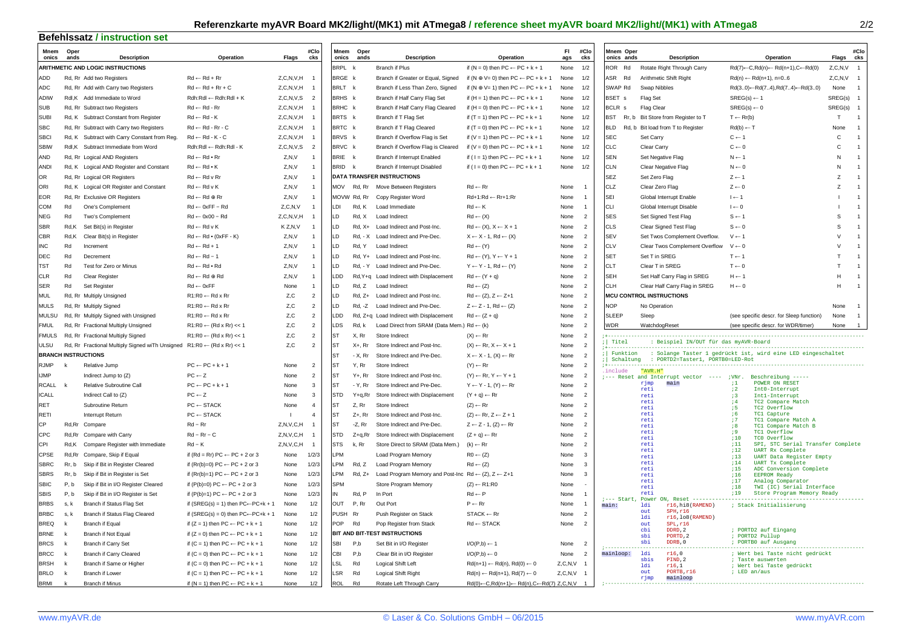## Befehlssatz / instruction set

| Mnemonics | Operands | Description | Operation | Flags | #Clocks |
|---|---|---|---|---|---|
| **ARITHMETIC AND LOGIC INSTRUCTIONS** | | | | | |
| ADD | Rd, Rr | Add two Registers | Rd ← Rd + Rr | Z,C,N,V,H | 1 |
| ADC | Rd, Rr | Add with Carry two Registers | Rd ← Rd + Rr + C | Z,C,N,V,H | 1 |
| ADIW | Rdl,K | Add Immediate to Word | Rdh:Rdl ← Rdh:Rdl + K | Z,C,N,V,S | 2 |
| SUB | Rd, Rr | Subtract two Registers | Rd ← Rd - Rr | Z,C,N,V,H | 1 |
| SUBI | Rd, K | Subtract Constant from Register | Rd ← Rd - K | Z,C,N,V,H | 1 |
| SBC | Rd, Rr | Subtract with Carry two Registers | Rd ← Rd - Rr - C | Z,C,N,V,H | 1 |
| SBCI | Rd, K | Subtract with Carry Constant from Reg. | Rd ← Rd - K - C | Z,C,N,V,H | 1 |
| SBIW | Rdl,K | Subtract Immediate from Word | Rdh:Rdl ← Rdh:Rdl - K | Z,C,N,V,S | 2 |
| AND | Rd, Rr | Logical AND Registers | Rd ← Rd • Rr | Z,N,V | 1 |
| ANDI | Rd, K | Logical AND Register and Constant | Rd ← Rd • K | Z,N,V | 1 |
| OR | Rd, Rr | Logical OR Registers | Rd ← Rd v Rr | Z,N,V | 1 |
| ORI | Rd, K | Logical OR Register and Constant | Rd ← Rd v K | Z,N,V | 1 |
| EOR | Rd, Rr | Exclusive OR Registers | Rd ← Rd ⊕ Rr | Z,N,V | 1 |
| COM | Rd | One's Complement | Rd ← 0xFF − Rd | Z,C,N,V | 1 |
| NEG | Rd | Two's Complement | Rd ← 0x00 − Rd | Z,C,N,V,H | 1 |
| SBR | Rd,K | Set Bit(s) in Register | Rd ← Rd v K | K Z,N,V | 1 |
| CBR | Rd,K | Clear Bit(s) in Register | Rd ← Rd • (0xFF - K) | Z,N,V | 1 |
| INC | Rd | Increment | Rd ← Rd + 1 | Z,N,V | 1 |
| DEC | Rd | Decrement | Rd ← Rd − 1 | Z,N,V | 1 |
| TST | Rd | Test for Zero or Minus | Rd ← Rd • Rd | Z,N,V | 1 |
| CLR | Rd | Clear Register | Rd ← Rd ⊕ Rd | Z,N,V | 1 |
| SER | Rd | Set Register | Rd ← 0xFF | None | 1 |
| MUL | Rd, Rr | Multiply Unsigned | R1:R0 ← Rd x Rr | Z,C | 2 |
| MULS | Rd, Rr | Multiply Signed | R1:R0 ← Rd x Rr | Z,C | 2 |
| MULSU | Rd, Rr | Multiply Signed with Unsigned | R1:R0 ← Rd x Rr | Z,C | 2 |
| FMUL | Rd, Rr | Fractional Multiply Unsigned | R1:R0 ← (Rd x Rr) << 1 | Z,C | 2 |
| FMULS | Rd, Rr | Fractional Multiply Signed | R1:R0 ← (Rd x Rr) << 1 | Z,C | 2 |
| ULSU | Rd, Rr | Fractional Multiply Signed wiTh Unsigned | R1:R0 ← (Rd x Rr) << 1 | Z,C | 2 |
| **BRANCH INSTRUCTIONS** | | | | | |
| RJMP | k | Relative Jump | PC ← PC + k + 1 | None | 2 |
| IJMP | | Indirect Jump to (Z) | PC ← Z | None | 2 |
| RCALL | k | Relative Subroutine Call | PC ← PC + k + 1 | None | 3 |
| ICALL | | Indirect Call to (Z) | PC ← Z | None | 3 |
| RET | | Subroutine Return | PC ← STACK | None | 4 |
| RETI | | Interrupt Return | PC ← STACK | I | 4 |
| CP | Rd,Rr | Compare | Rd − Rr | Z,N,V,C,H | 1 |
| CPC | Rd,Rr | Compare with Carry | Rd − Rr − C | Z,N,V,C,H | 1 |
| CPI | Rd,K | Compare Register with Immediate | Rd − K | Z,N,V,C,H | 1 |
| CPSE | Rd,Rr | Compare, Skip if Equal | if (Rd = Rr) PC ← PC + 2 or 3 | None | 1/2/3 |
| SBRC | Rr, b | Skip if Bit in Register Cleared | if (Rr(b)=0) PC ← PC + 2 or 3 | None | 1/2/3 |
| SBRS | Rr, b | Skip if Bit in Register is Set | if (Rr(b)=1) PC ← PC + 2 or 3 | None | 1/2/3 |
| SBIC | P, b | Skip if Bit in I/O Register Cleared | if (P(b)=0) PC ← PC + 2 or 3 | None | 1/2/3 |
| SBIS | P, b | Skip if Bit in I/O Register is Set | if (P(b)=1) PC ← PC + 2 or 3 | None | 1/2/3 |
| BRBS | s, k | Branch if Status Flag Set | if (SREG(s) = 1) then PC←PC+k + 1 | None | 1/2 |
| BRBC | s, k | Branch if Status Flag Cleared | if (SREG(s) = 0) then PC←PC+k + 1 | None | 1/2 |
| BREQ | k | Branch if Equal | if (Z = 1) then PC ← PC + k + 1 | None | 1/2 |
| BRNE | k | Branch if Not Equal | if (Z = 0) then PC ← PC + k + 1 | None | 1/2 |
| BRCS | k | Branch if Carry Set | if (C = 1) then PC ← PC + k + 1 | None | 1/2 |
| BRCC | k | Branch if Carry Cleared | if (C = 0) then PC ← PC + k + 1 | None | 1/2 |
| BRSH | k | Branch if Same or Higher | if (C = 0) then PC ← PC + k + 1 | None | 1/2 |
| BRLO | k | Branch if Lower | if (C = 1) then PC ← PC + k + 1 | None | 1/2 |
| BRMI | k | Branch if Minus | if (N = 1) then PC ← PC + k + 1 | None | 1/2 |
| BRPL | k | Branch if Plus | if (N = 0) then PC ← PC + k + 1 | None | 1/2 |
| BRGE | k | Branch if Greater or Equal, Signed | if (N ⊕ V= 0) then PC ← PC + k + 1 | None | 1/2 |
| BRLT | k | Branch if Less Than Zero, Signed | if (N ⊕ V= 1) then PC ← PC + k + 1 | None | 1/2 |
| BRHS | k | Branch if Half Carry Flag Set | if (H = 1) then PC ← PC + k + 1 | None | 1/2 |
| BRHC | k | Branch if Half Carry Flag Cleared | if (H = 0) then PC ← PC + k + 1 | None | 1/2 |
| BRTS | k | Branch if T Flag Set | if (T = 1) then PC ← PC + k + 1 | None | 1/2 |
| BRTC | k | Branch if T Flag Cleared | if (T = 0) then PC ← PC + k + 1 | None | 1/2 |
| BRVS | k | Branch if Overflow Flag is Set | if (V = 1) then PC ← PC + k + 1 | None | 1/2 |
| BRVC | k | Branch if Overflow Flag is Cleared | if (V = 0) then PC ← PC + k + 1 | None | 1/2 |
| BRIE | k | Branch if Interrupt Enabled | if ( I = 1) then PC ← PC + k + 1 | None | 1/2 |
| BRID | k | Branch if Interrupt Disabled | if ( I = 0) then PC ← PC + k + 1 | None | 1/2 |
| **DATA TRANSFER INSTRUCTIONS** | | | | | |
| MOV | Rd, Rr | Move Between Registers | Rd ← Rr | None | 1 |
| MOVW | Rd, Rr | Copy Register Word | Rd+1:Rd ← Rr+1:Rr | None | 1 |
| LDI | Rd, K | Load Immediate | Rd ← K | None | 1 |
| LD | Rd, X | Load Indirect | Rd ← (X) | None | 2 |
| LD | Rd, X+ | Load Indirect and Post-Inc. | Rd ← (X), X ← X + 1 | None | 2 |
| LD | Rd, - X | Load Indirect and Pre-Dec. | X ← X - 1, Rd ← (X) | None | 2 |
| LD | Rd, Y | Load Indirect | Rd ← (Y) | None | 2 |
| LD | Rd, Y+ | Load Indirect and Post-Inc. | Rd ← (Y), Y ← Y + 1 | None | 2 |
| LD | Rd, - Y | Load Indirect and Pre-Dec. | Y ← Y - 1, Rd ← (Y) | None | 2 |
| LDD | Rd,Y+q | Load Indirect with Displacement | Rd ← (Y + q) | None | 2 |
| LD | Rd, Z | Load Indirect | Rd ← (Z) | None | 2 |
| LD | Rd, Z+ | Load Indirect and Post-Inc. | Rd ← (Z), Z ← Z+1 | None | 2 |
| LD | Rd, -Z | Load Indirect and Pre-Dec. | Z ← Z - 1, Rd ← (Z) | None | 2 |
| LDD | Rd, Z+q | Load Indirect with Displacement | Rd ← (Z + q) | None | 2 |
| LDS | Rd, k | Load Direct from SRAM (Data Mem.) | Rd ← (k) | None | 2 |
| ST | X, Rr | Store Indirect | (X) ← Rr | None | 2 |
| ST | X+, Rr | Store Indirect and Post-Inc. | (X) ← Rr, X ← X + 1 | None | 2 |
| ST | - X, Rr | Store Indirect and Pre-Dec. | X ← X - 1, (X) ← Rr | None | 2 |
| ST | Y, Rr | Store Indirect | (Y) ← Rr | None | 2 |
| ST | Y+, Rr | Store Indirect and Post-Inc. | (Y) ← Rr, Y ← Y + 1 | None | 2 |
| ST | - Y, Rr | Store Indirect and Pre-Dec. | Y ← Y - 1, (Y) ← Rr | None | 2 |
| STD | Y+q,Rr | Store Indirect with Displacement | (Y + q) ← Rr | None | 2 |
| ST | Z, Rr | Store Indirect | (Z) ← Rr | None | 2 |
| ST | Z+, Rr | Store Indirect and Post-Inc. | (Z) ← Rr, Z ← Z + 1 | None | 2 |
| ST | -Z, Rr | Store Indirect and Pre-Dec. | Z ← Z - 1, (Z) ← Rr | None | 2 |
| STD | Z+q,Rr | Store Indirect with Displacement | (Z + q) ← Rr | None | 2 |
| STS | k, Rr | Store Direct to SRAM (Data Mem.) | (k) ← Rr | None | 2 |
| LPM | | Load Program Memory | R0 ← (Z) | None | 3 |
| LPM | Rd, Z | Load Program Memory | Rd ← (Z) | None | 3 |
| LPM | Rd, Z+ | Load Program Memory and Post-Inc | Rd ← (Z), Z ← Z+1 | None | 3 |
| SPM | | Store Program Memory | (Z) ← R1:R0 | None | - |
| IN | Rd, P | In Port | Rd ← P | None | 1 |
| OUT | P, Rr | Out Port | P ← Rr | None | 1 |
| PUSH | Rr | Push Register on Stack | STACK ← Rr | None | 2 |
| POP | Rd | Pop Register from Stack | Rd ← STACK | None | 2 |
| **BIT AND BIT-TEST INSTRUCTIONS** | | | | | |
| SBI | P,b | Set Bit in I/O Register | I/O(P,b) ← 1 | None | 2 |
| CBI | P,b | Clear Bit in I/O Register | I/O(P,b) ← 0 | None | 2 |
| LSL | Rd | Logical Shift Left | Rd(n+1) ← Rd(n), Rd(0) ← 0 | Z,C,N,V | 1 |
| LSR | Rd | Logical Shift Right | Rd(n) ← Rd(n+1), Rd(7) ← 0 | Z,C,N,V | 1 |
| ROL | Rd | Rotate Left Through Carry | Rd(0)←C,Rd(n+1)← Rd(n),C←Rd(7) | Z,C,N,V | 1 |
| ROR | Rd | Rotate Right Through Carry | Rd(7)←C,Rd(n)← Rd(n+1),C←Rd(0) | Z,C,N,V | 1 |
| ASR | Rd | Arithmetic Shift Right | Rd(n) ← Rd(n+1), n=0..6 | Z,C,N,V | 1 |
| SWAP | Rd | Swap Nibbles | Rd(3..0)←Rd(7..4),Rd(7..4)←Rd(3..0) | None | 1 |
| BSET | s | Flag Set | SREG(s) ← 1 | SREG(s) | 1 |
| BCLR | s | Flag Clear | SREG(s) ← 0 | SREG(s) | 1 |
| BST | Rr, b | Bit Store from Register to T | T ← Rr(b) | T | 1 |
| BLD | Rd, b | Bit load from T to Register | Rd(b) ← T | None | 1 |
| SEC | | Set Carry | C ← 1 | C | 1 |
| CLC | | Clear Carry | C ← 0 | C | 1 |
| SEN | | Set Negative Flag | N ← 1 | N | 1 |
| CLN | | Clear Negative Flag | N ← 0 | N | 1 |
| SEZ | | Set Zero Flag | Z ← 1 | Z | 1 |
| CLZ | | Clear Zero Flag | Z ← 0 | Z | 1 |
| SEI | | Global Interrupt Enable | I ← 1 | I | 1 |
| CLI | | Global Interrupt Disable | I ← 0 | I | 1 |
| SES | | Set Signed Test Flag | S ← 1 | S | 1 |
| CLS | | Clear Signed Test Flag | S ← 0 | S | 1 |
| SEV | | Set Twos Complement Overflow. | V ← 1 | V | 1 |
| CLV | | Clear Twos Complement Overflow | V ← 0 | V | 1 |
| SET | | Set T in SREG | T ← 1 | T | 1 |
| CLT | | Clear T in SREG | T ← 0 | T | 1 |
| SEH | | Set Half Carry Flag in SREG | H ← 1 | H | 1 |
| CLH | | Clear Half Carry Flag in SREG | H ← 0 | H | 1 |
| **MCU CONTROL INSTRUCTIONS** | | | | | |
| NOP | | No Operation | | None | 1 |
| SLEEP | | Sleep | (see specific descr. for Sleep function) | None | 1 |
| WDR | | WatchdogReset | (see specific descr. for WDR/timer) | None | 1 |

```
;+----------------------------------------------------------------------------
;| Titel      : Beispiel IN/OUT für das myAVR-Board
;+----------------------------------------------------------------------------
;| Funktion   : Solange Taster 1 gedrückt ist, wird eine LED eingeschaltet
;| Schaltung  : PORTD2=Taster1, PORTB0=LED-Rot
;+----------------------------------------------------------------------------
.include    "AVR.H"
;--- Reset and Interrupt vector  ----  ;VNr.  Beschreibung -----
            rjmp    main               ;1     POWER ON RESET
            reti                       ;2     Int0-Interrupt
            reti                       ;3     Int1-Interrupt
            reti                       ;4     TC2 Compare Match
            reti                       ;5     TC2 Overflow
            reti                       ;6     TC1 Capture
            reti                       ;7     TC1 Compare Match A
            reti                       ;8     TC1 Compare Match B
            reti                       ;9     TC1 Overflow
            reti                       ;10    TC0 Overflow
            reti                       ;11    SPI, STC Serial Transfer Complete
            reti                       ;12    UART Rx Complete
            reti                       ;13    UART Data Register Empty
            reti                       ;14    UART Tx Complete
            reti                       ;15    ADC Conversion Complete
            reti                       ;16    EEPROM Ready
            reti                       ;17    Analog Comparator
            reti                       ;18    TWI (IC) Serial Interface
            reti                       ;19    Store Program Memory Ready
;--- Start, Power ON, Reset ---------------------------------------------------
main:       ldi     r16,hi8(RAMEND)    ; Stack Initialisierung
            out     SPH,r16
            ldi     r16,lo8(RAMEND)
            out     SPL,r16
            cbi     DDRD,2             ; PORTD2 auf Eingang
            sbi     PORTD,2            ; PORTD2 Pullup
            sbi     DDRB,0             ; PORTB0 auf Ausgang
;-----------------------------------------------------------------------------
mainloop:   ldi     r16,0              ; Wert bei Taste nicht gedrückt
            sbis    PIND,2             ; Taste auswerten
            ldi     r16,1              ; Wert bei Taste gedrückt
            out     PORTB,r16          ; LED an/aus
            rjmp    mainloop
;-----------------------------------------------------------------------------
```